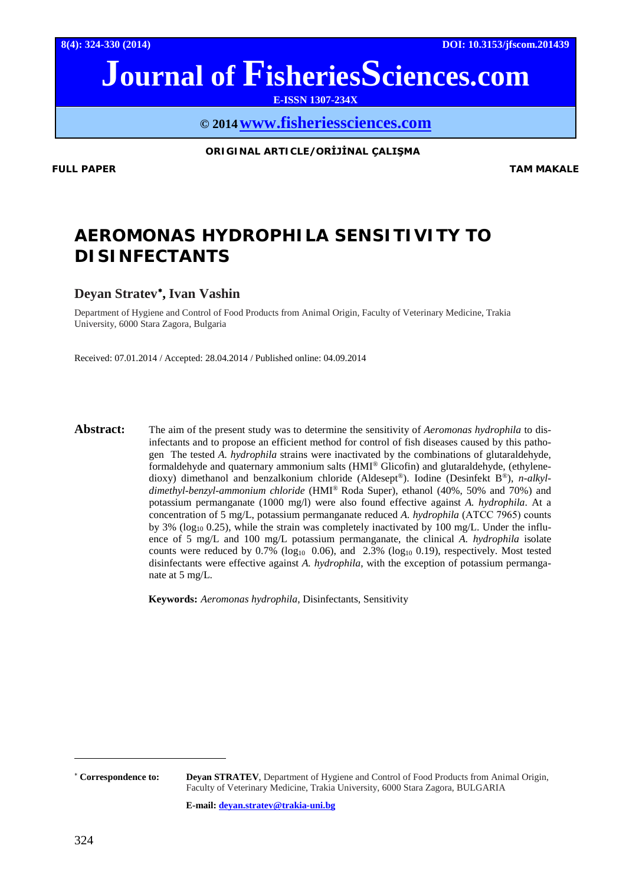ORIGINAL ARTICLE/ORİJİNAL ÇALIŞMA

**FULL PAPER** **TAM MAKALE**

# AEROMONAS HYDROPHILA SENSITIVITY TO DISINFECTANTS

## Deyan Stratev*, Ivan Vashin

Department of Hygiene and Control of Food Products from Animal Origin, Faculty of Veterinary Medicine, Trakia University, 6000 Stara Zagora, Bulgaria

Received: 07.01.2014 / Accepted: 28.04.2014 / Published online: 04.09.2014

**Abstract:** The aim of the present study was to determine the sensitivity of *Aeromonas hydrophila* to disinfectants and to propose an efficient method for control of fish diseases caused by this pathogen The tested *A. hydrophila* strains were inactivated by the combinations of glutaraldehyde, formaldehyde and quaternary ammonium salts (HMI® Glicofin) and glutaraldehyde, (ethylenedioxy) dimethanol and benzalkonium chloride (Aldesept®). Iodine (Desinfekt B®), *n-alkyl-dimethyl-benzyl-ammonium chloride* (HMI® Roda Super), ethanol (40%, 50% and 70%) and potassium permanganate (1000 mg/l) were also found effective against *A. hydrophila*. At a concentration of 5 mg/L, potassium permanganate reduced *A. hydrophila* (ATCC 7965) counts by 3% ($log_{10}$ 0.25), while the strain was completely inactivated by 100 mg/L. Under the influence of 5 mg/L and 100 mg/L potassium permanganate, the clinical *A. hydrophila* isolate counts were reduced by 0.7% ($log_{10}$ 0.06), and 2.3% ($log_{10}$ 0.19), respectively. Most tested disinfectants were effective against *A. hydrophila*, with the exception of potassium permanganate at 5 mg/L.

**Keywords:** *Aeromonas hydrophila*, Disinfectants, Sensitivity

---

* **Correspondence to:** **Deyan STRATEV**, Department of Hygiene and Control of Food Products from Animal Origin, Faculty of Veterinary Medicine, Trakia University, 6000 Stara Zagora, BULGARIA

**E-mail:** deyan.stratev@trakia-uni.bg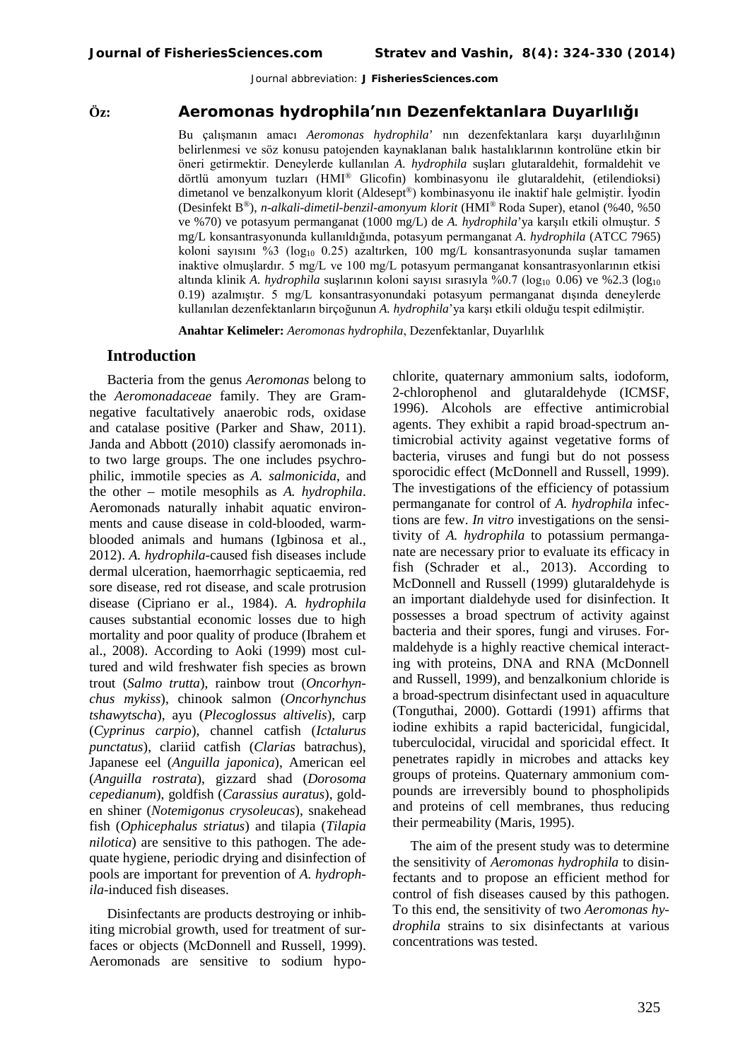**Öz:** **Aeromonas hydrophila'nın Dezenfektanlara Duyarlılığı**

Bu çalışmanın amacı *Aeromonas hydrophila*' nın dezenfektanlara karşı duyarlılığının belirlenmesi ve söz konusu patojenden kaynaklanan balık hastalıklarının kontrolüne etkin bir öneri getirmektir. Deneylerde kullanılan *A. hydrophila* suşları glutaraldehit, formaldehit ve dörtlü amonyum tuzları (HMI® Glicofin) kombinasyonu ile glutaraldehit, (etilendioksi) dimetanol ve benzalkonyum klorit (Aldesept®) kombinasyonu ile inaktif hale gelmiştir. İyodin (Desinfekt B®), *n-alkali-dimetil-benzil-amonyum klorit* (HMI® Roda Super), etanol (%40, %50 ve %70) ve potasyum permanganat (1000 mg/L) de *A. hydrophila*'ya karşılı etkili olmuştur. 5 mg/L konsantrasyonunda kullanıldığında, potasyum permanganat *A. hydrophila* (ATCC 7965) koloni sayısını %3 ($\log_{10}$ 0.25) azaltırken, 100 mg/L konsantrasyonunda suşlar tamamen inaktive olmuşlardır. 5 mg/L ve 100 mg/L potasyum permanganat konsantrasyonlarının etkisi altında klinik *A. hydrophila* suşlarının koloni sayısı sırasıyla %0.7 ($\log_{10}$ 0.06) ve %2.3 ($\log_{10}$ 0.19) azalmıştır. 5 mg/L konsantrasyonundaki potasyum permanganat dışında deneylerde kullanılan dezenfektanların birçoğunun *A. hydrophila*'ya karşı etkili olduğu tespit edilmiştir.

**Anahtar Kelimeler:** *Aeromonas hydrophila*, Dezenfektanlar, Duyarlılık

## Introduction

Bacteria from the genus *Aeromonas* belong to the *Aeromonadaceae* family. They are Gram-negative facultatively anaerobic rods, oxidase and catalase positive (Parker and Shaw, 2011). Janda and Abbott (2010) classify aeromonads into two large groups. The one includes psychrophilic, immotile species as *A. salmonicida*, and the other – motile mesophils as *A. hydrophila*. Aeromonads naturally inhabit aquatic environments and cause disease in cold-blooded, warm-blooded animals and humans (Igbinosa et al., 2012). *A. hydrophila*-caused fish diseases include dermal ulceration, haemorrhagic septicaemia, red sore disease, red rot disease, and scale protrusion disease (Cipriano er al., 1984). *A. hydrophila* causes substantial economic losses due to high mortality and poor quality of produce (Ibrahem et al., 2008). According to Aoki (1999) most cultured and wild freshwater fish species as brown trout (*Salmo trutta*), rainbow trout (*Oncorhynchus mykiss*), chinook salmon (*Oncorhynchus tshawytscha*), ayu (*Plecoglossus altivelis*), carp (*Cyprinus carpio*), channel catfish (*Ictalurus punctatus*), clariid catfish (*Clarias* batrachus), Japanese eel (*Anguilla japonica*), American eel (*Anguilla rostrata*), gizzard shad (*Dorosoma cepedianum*), goldfish (*Carassius auratus*), golden shiner (*Notemigonus crysoleucas*), snakehead fish (*Ophicephalus striatus*) and tilapia (*Tilapia nilotica*) are sensitive to this pathogen. The adequate hygiene, periodic drying and disinfection of pools are important for prevention of *A. hydrophila*-induced fish diseases.

Disinfectants are products destroying or inhibiting microbial growth, used for treatment of surfaces or objects (McDonnell and Russell, 1999). Aeromonads are sensitive to sodium hypochlorite, quaternary ammonium salts, iodoform, 2-chlorophenol and glutaraldehyde (ICMSF, 1996). Alcohols are effective antimicrobial agents. They exhibit a rapid broad-spectrum antimicrobial activity against vegetative forms of bacteria, viruses and fungi but do not possess sporocidic effect (McDonnell and Russell, 1999). The investigations of the efficiency of potassium permanganate for control of *A. hydrophila* infections are few. *In vitro* investigations on the sensitivity of *A. hydrophila* to potassium permanganate are necessary prior to evaluate its efficacy in fish (Schrader et al., 2013). According to McDonnell and Russell (1999) glutaraldehyde is an important dialdehyde used for disinfection. It possesses a broad spectrum of activity against bacteria and their spores, fungi and viruses. Formaldehyde is a highly reactive chemical interacting with proteins, DNA and RNA (McDonnell and Russell, 1999), and benzalkonium chloride is a broad-spectrum disinfectant used in aquaculture (Tonguthai, 2000). Gottardi (1991) affirms that iodine exhibits a rapid bactericidal, fungicidal, tuberculocidal, virucidal and sporicidal effect. It penetrates rapidly in microbes and attacks key groups of proteins. Quaternary ammonium compounds are irreversibly bound to phospholipids and proteins of cell membranes, thus reducing their permeability (Maris, 1995).

The aim of the present study was to determine the sensitivity of *Aeromonas hydrophila* to disinfectants and to propose an efficient method for control of fish diseases caused by this pathogen. To this end, the sensitivity of two *Aeromonas hydrophila* strains to six disinfectants at various concentrations was tested.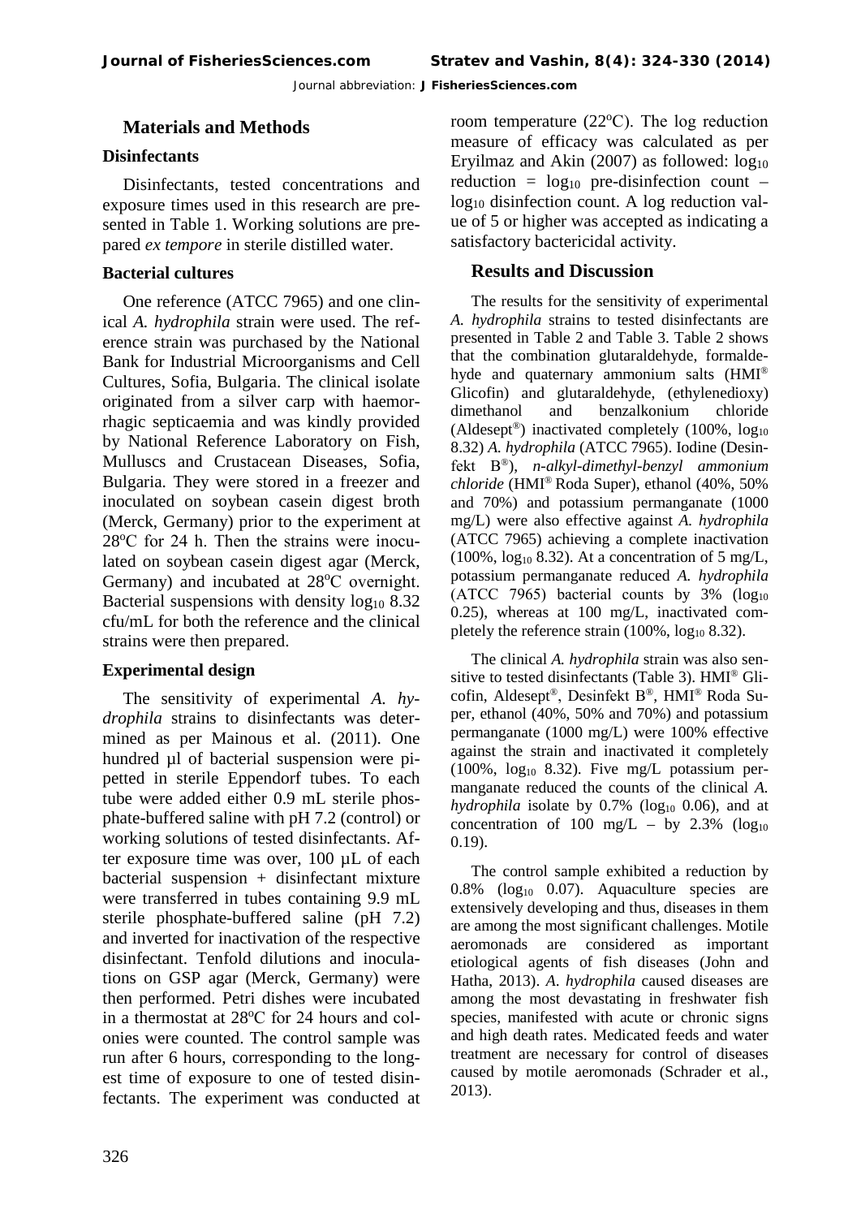## Materials and Methods

### Disinfectants

Disinfectants, tested concentrations and exposure times used in this research are presented in Table 1. Working solutions are prepared *ex tempore* in sterile distilled water.

### Bacterial cultures

One reference (ATCC 7965) and one clinical *A. hydrophila* strain were used. The reference strain was purchased by the National Bank for Industrial Microorganisms and Cell Cultures, Sofia, Bulgaria. The clinical isolate originated from a silver carp with haemorrhagic septicaemia and was kindly provided by National Reference Laboratory on Fish, Mulluscs and Crustacean Diseases, Sofia, Bulgaria. They were stored in a freezer and inoculated on soybean casein digest broth (Merck, Germany) prior to the experiment at 28°C for 24 h. Then the strains were inoculated on soybean casein digest agar (Merck, Germany) and incubated at 28°C overnight. Bacterial suspensions with density $\log_{10}$ 8.32 cfu/mL for both the reference and the clinical strains were then prepared.

### Experimental design

The sensitivity of experimental *A. hydrophila* strains to disinfectants was determined as per Mainous et al. (2011). One hundred µl of bacterial suspension were pipetted in sterile Eppendorf tubes. To each tube were added either 0.9 mL sterile phosphate-buffered saline with pH 7.2 (control) or working solutions of tested disinfectants. After exposure time was over, 100 µL of each bacterial suspension + disinfectant mixture were transferred in tubes containing 9.9 mL sterile phosphate-buffered saline (pH 7.2) and inverted for inactivation of the respective disinfectant. Tenfold dilutions and inoculations on GSP agar (Merck, Germany) were then performed. Petri dishes were incubated in a thermostat at 28°C for 24 hours and colonies were counted. The control sample was run after 6 hours, corresponding to the longest time of exposure to one of tested disinfectants. The experiment was conducted at room temperature (22°C). The log reduction measure of efficacy was calculated as per Eryilmaz and Akin (2007) as followed: $\log_{10}$ reduction = $\log_{10}$ pre-disinfection count – $\log_{10}$ disinfection count. A log reduction value of 5 or higher was accepted as indicating a satisfactory bactericidal activity.

## Results and Discussion

The results for the sensitivity of experimental *A. hydrophila* strains to tested disinfectants are presented in Table 2 and Table 3. Table 2 shows that the combination glutaraldehyde, formaldehyde and quaternary ammonium salts (HMI® Glicofin) and glutaraldehyde, (ethylenedioxy) dimethanol and benzalkonium chloride (Aldesept®) inactivated completely (100%, $\log_{10}$ 8.32) *A. hydrophila* (ATCC 7965). Iodine (Desinfekt B®), *n-alkyl-dimethyl-benzyl ammonium chloride* (HMI® Roda Super), ethanol (40%, 50% and 70%) and potassium permanganate (1000 mg/L) were also effective against *A. hydrophila* (ATCC 7965) achieving a complete inactivation (100%, $\log_{10}$ 8.32). At a concentration of 5 mg/L, potassium permanganate reduced *A. hydrophila* (ATCC 7965) bacterial counts by 3% ($\log_{10}$ 0.25), whereas at 100 mg/L, inactivated completely the reference strain (100%, $\log_{10}$ 8.32).

The clinical *A. hydrophila* strain was also sensitive to tested disinfectants (Table 3). HMI® Glicofin, Aldesept®, Desinfekt B®, HMI® Roda Super, ethanol (40%, 50% and 70%) and potassium permanganate (1000 mg/L) were 100% effective against the strain and inactivated it completely (100%, $\log_{10}$ 8.32). Five mg/L potassium permanganate reduced the counts of the clinical *A. hydrophila* isolate by 0.7% ($\log_{10}$ 0.06), and at concentration of 100 mg/L – by 2.3% ($\log_{10}$ 0.19).

The control sample exhibited a reduction by 0.8% ($\log_{10}$ 0.07). Aquaculture species are extensively developing and thus, diseases in them are among the most significant challenges. Motile aeromonads are considered as important etiological agents of fish diseases (John and Hatha, 2013). *A. hydrophila* caused diseases are among the most devastating in freshwater fish species, manifested with acute or chronic signs and high death rates. Medicated feeds and water treatment are necessary for control of diseases caused by motile aeromonads (Schrader et al., 2013).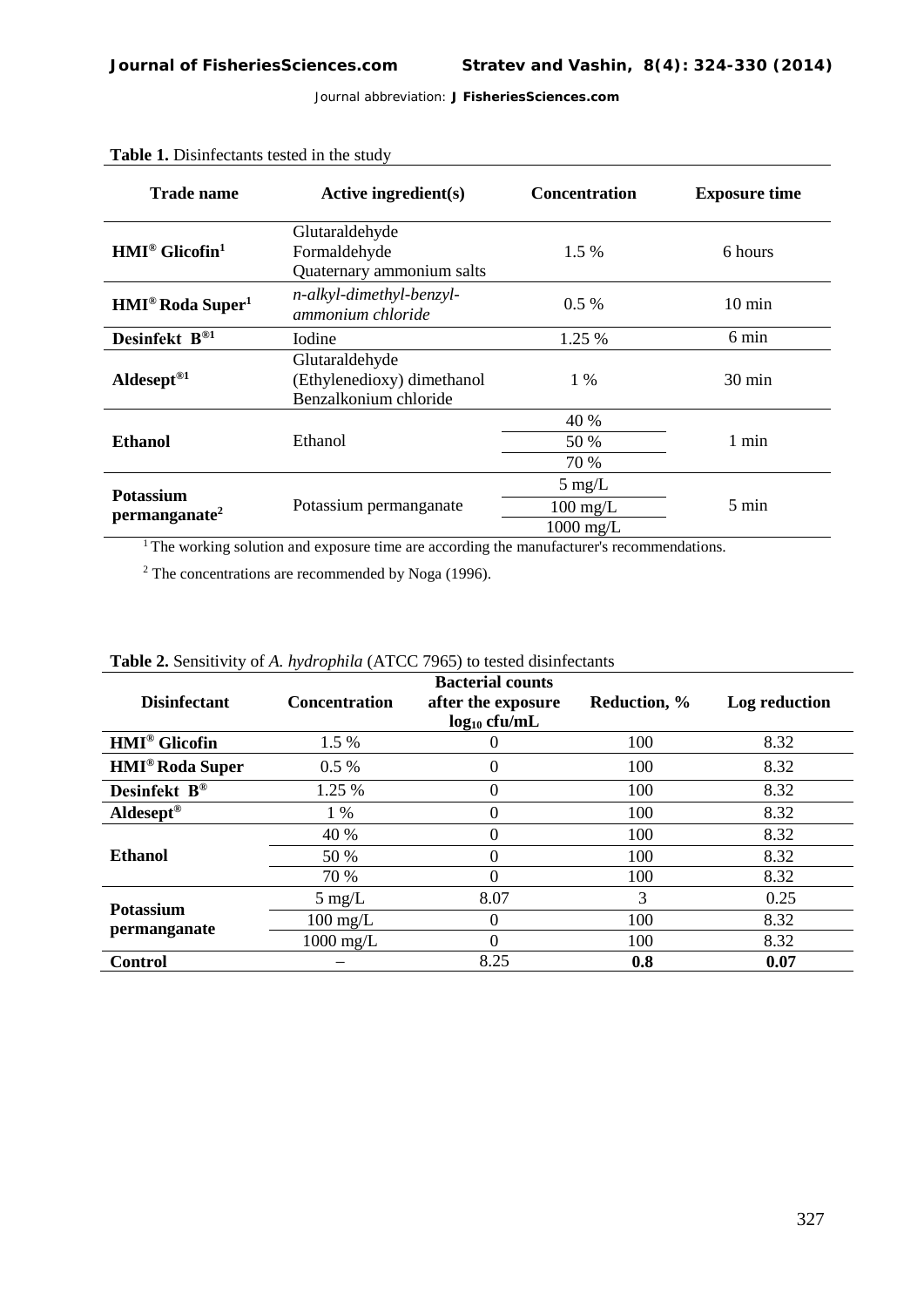**Table 1.** Disinfectants tested in the study

| Trade name | Active ingredient(s) | Concentration | Exposure time |
|---|---|---|---|
| **HMI® Glicofin[1]** | Glutaraldehyde<br>Formaldehyde<br>Quaternary ammonium salts | 1.5 % | 6 hours |
| **HMI® Roda Super[1]** | *n-alkyl-dimethyl-benzyl-ammonium chloride* | 0.5 % | 10 min |
| **Desinfekt B®[1]** | Iodine | 1.25 % | 6 min |
| **Aldesept®[1]** | Glutaraldehyde<br>(Ethylenedioxy) dimethanol<br>Benzalkonium chloride | 1 % | 30 min |
| **Ethanol** | Ethanol | 40 % | 1 min |
| | | 50 % | |
| | | 70 % | |
| **Potassium permanganate[2]** | Potassium permanganate | 5 mg/L | 5 min |
| | | 100 mg/L | |
| | | 1000 mg/L | |

[1] The working solution and exposure time are according the manufacturer's recommendations.

[2] The concentrations are recommended by Noga (1996).

**Table 2.** Sensitivity of *A. hydrophila* (ATCC 7965) to tested disinfectants

| Disinfectant | Concentration | Bacterial counts after the exposure $\log_{10}$ cfu/mL | Reduction, % | Log reduction |
|---|---|---|---|---|
| **HMI® Glicofin** | 1.5 % | 0 | 100 | 8.32 |
| **HMI® Roda Super** | 0.5 % | 0 | 100 | 8.32 |
| **Desinfekt B®** | 1.25 % | 0 | 100 | 8.32 |
| **Aldesept®** | 1 % | 0 | 100 | 8.32 |
| **Ethanol** | 40 % | 0 | 100 | 8.32 |
| | 50 % | 0 | 100 | 8.32 |
| | 70 % | 0 | 100 | 8.32 |
| **Potassium permanganate** | 5 mg/L | 8.07 | 3 | 0.25 |
| | 100 mg/L | 0 | 100 | 8.32 |
| | 1000 mg/L | 0 | 100 | 8.32 |
| **Control** | – | 8.25 | **0.8** | **0.07** |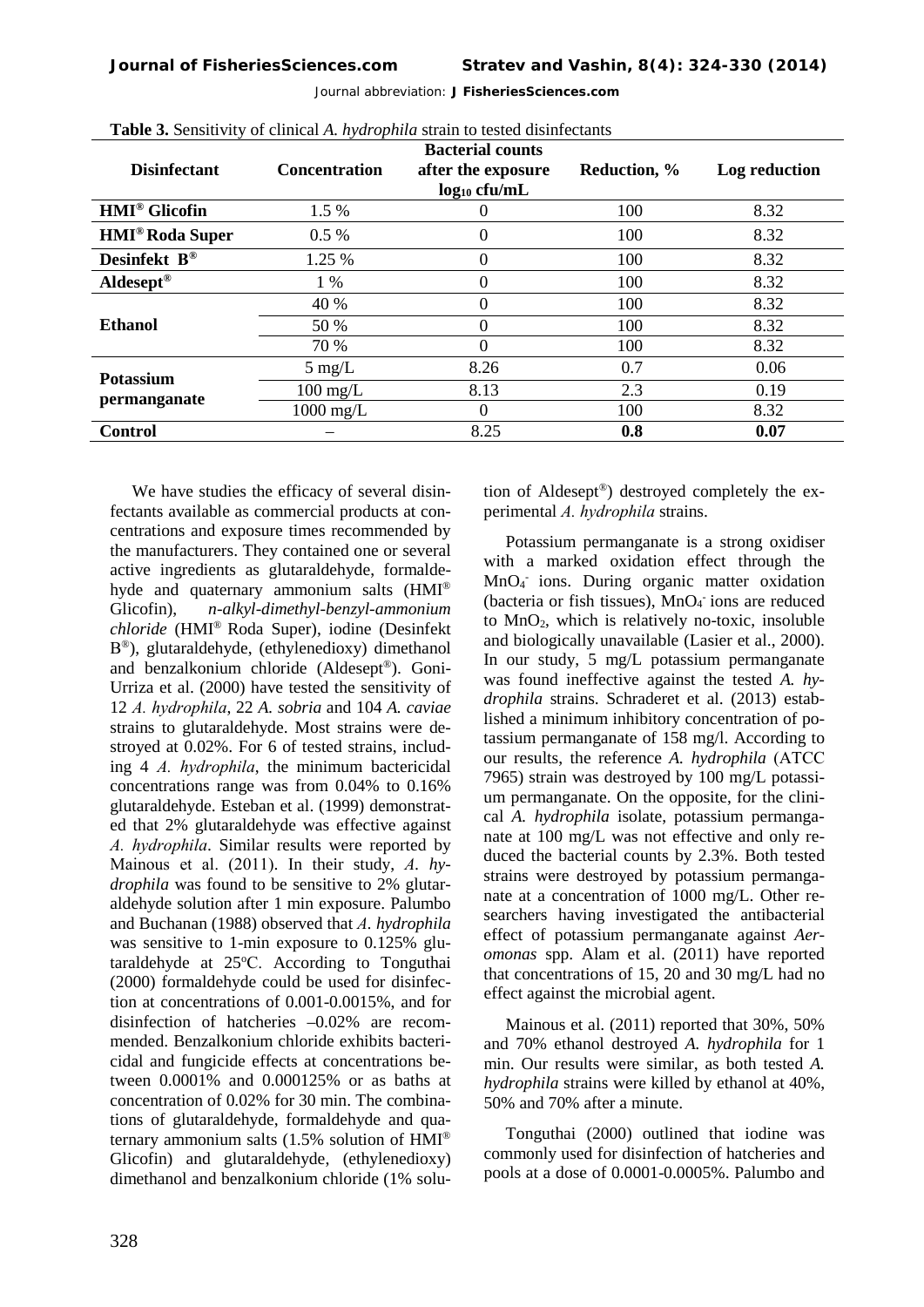**Table 3.** Sensitivity of clinical *A. hydrophila* strain to tested disinfectants

| Disinfectant | Concentration | Bacterial counts after the exposure $\log_{10}$ cfu/mL | Reduction, % | Log reduction |
|---|---|---|---|---|
| **HMI® Glicofin** | 1.5 % | 0 | 100 | 8.32 |
| **HMI® Roda Super** | 0.5 % | 0 | 100 | 8.32 |
| **Desinfekt B®** | 1.25 % | 0 | 100 | 8.32 |
| **Aldesept®** | 1 % | 0 | 100 | 8.32 |
| **Ethanol** | 40 % | 0 | 100 | 8.32 |
| | 50 % | 0 | 100 | 8.32 |
| | 70 % | 0 | 100 | 8.32 |
| **Potassium permanganate** | 5 mg/L | 8.26 | 0.7 | 0.06 |
| | 100 mg/L | 8.13 | 2.3 | 0.19 |
| | 1000 mg/L | 0 | 100 | 8.32 |
| **Control** | – | 8.25 | **0.8** | **0.07** |

We have studies the efficacy of several disinfectants available as commercial products at concentrations and exposure times recommended by the manufacturers. They contained one or several active ingredients as glutaraldehyde, formaldehyde and quaternary ammonium salts (HMI® Glicofin), *n-alkyl-dimethyl-benzyl-ammonium chloride* (HMI® Roda Super), iodine (Desinfekt B®), glutaraldehyde, (ethylenedioxy) dimethanol and benzalkonium chloride (Aldesept®). Goni-Urriza et al. (2000) have tested the sensitivity of 12 *A. hydrophila*, 22 *A. sobria* and 104 *A. caviae* strains to glutaraldehyde. Most strains were destroyed at 0.02%. For 6 of tested strains, including 4 *A. hydrophila*, the minimum bactericidal concentrations range was from 0.04% to 0.16% glutaraldehyde. Esteban et al. (1999) demonstrated that 2% glutaraldehyde was effective against *A. hydrophila*. Similar results were reported by Mainous et al. (2011). In their study, *A. hydrophila* was found to be sensitive to 2% glutaraldehyde solution after 1 min exposure. Palumbo and Buchanan (1988) observed that *A. hydrophila* was sensitive to 1-min exposure to 0.125% glutaraldehyde at 25ºC. According to Tonguthai (2000) formaldehyde could be used for disinfection at concentrations of 0.001-0.0015%, and for disinfection of hatcheries –0.02% are recommended. Benzalkonium chloride exhibits bactericidal and fungicide effects at concentrations between 0.0001% and 0.000125% or as baths at concentration of 0.02% for 30 min. The combinations of glutaraldehyde, formaldehyde and quaternary ammonium salts (1.5% solution of HMI® Glicofin) and glutaraldehyde, (ethylenedioxy) dimethanol and benzalkonium chloride (1% solution of Aldesept®) destroyed completely the experimental *A. hydrophila* strains.

Potassium permanganate is a strong oxidiser with a marked oxidation effect through the $MnO_4^-$ ions. During organic matter oxidation (bacteria or fish tissues), $MnO_4^-$ ions are reduced to $MnO_2$, which is relatively no-toxic, insoluble and biologically unavailable (Lasier et al., 2000). In our study, 5 mg/L potassium permanganate was found ineffective against the tested *A. hydrophila* strains. Schraderet et al. (2013) established a minimum inhibitory concentration of potassium permanganate of 158 mg/l. According to our results, the reference *A. hydrophila* (ATCC 7965) strain was destroyed by 100 mg/L potassium permanganate. On the opposite, for the clinical *A. hydrophila* isolate, potassium permanganate at 100 mg/L was not effective and only reduced the bacterial counts by 2.3%. Both tested strains were destroyed by potassium permanganate at a concentration of 1000 mg/L. Other researchers having investigated the antibacterial effect of potassium permanganate against *Aeromonas* spp. Alam et al. (2011) have reported that concentrations of 15, 20 and 30 mg/L had no effect against the microbial agent.

Mainous et al. (2011) reported that 30%, 50% and 70% ethanol destroyed *A. hydrophila* for 1 min. Our results were similar, as both tested *A. hydrophila* strains were killed by ethanol at 40%, 50% and 70% after a minute.

Tonguthai (2000) outlined that iodine was commonly used for disinfection of hatcheries and pools at a dose of 0.0001-0.0005%. Palumbo and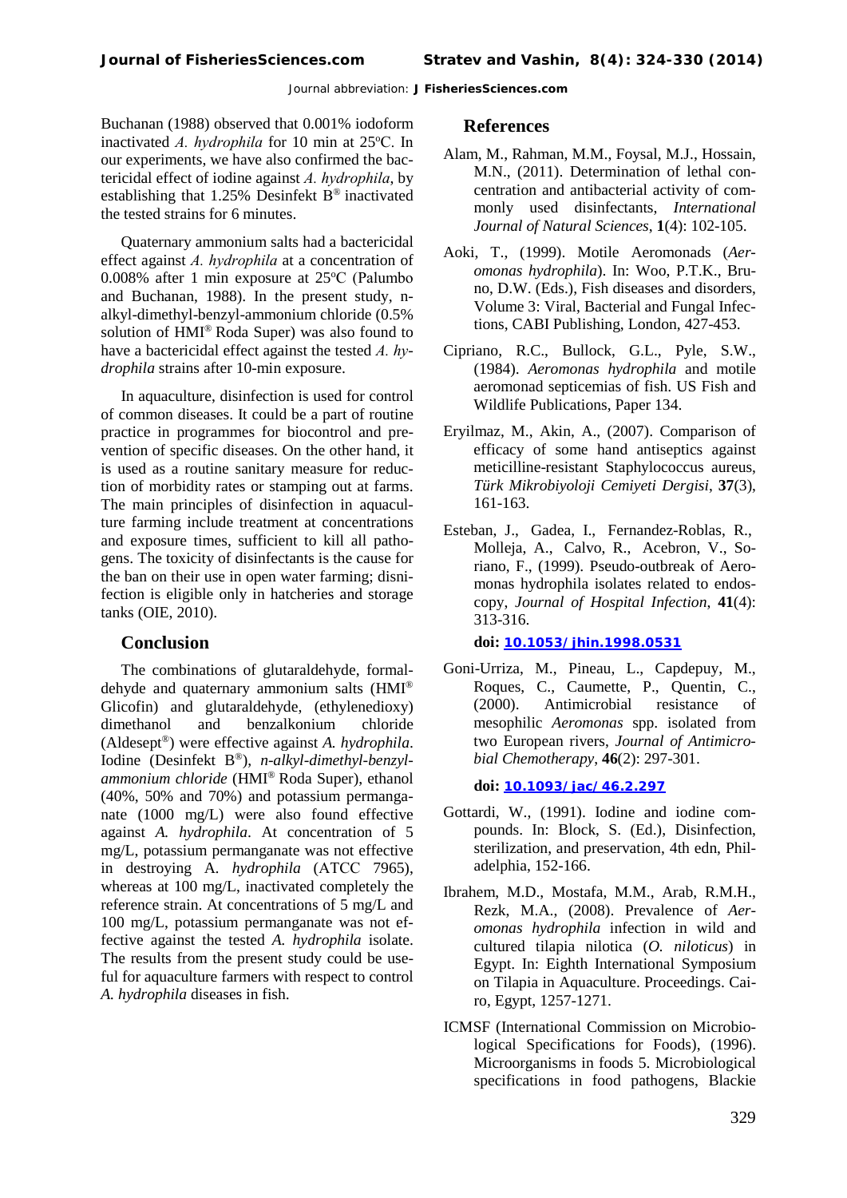Buchanan (1988) observed that 0.001% iodoform inactivated *A. hydrophila* for 10 min at 25ºC. In our experiments, we have also confirmed the bactericidal effect of iodine against *A. hydrophila*, by establishing that 1.25% Desinfekt B® inactivated the tested strains for 6 minutes.

Quaternary ammonium salts had a bactericidal effect against *A. hydrophila* at a concentration of 0.008% after 1 min exposure at 25ºC (Palumbo and Buchanan, 1988). In the present study, n-alkyl-dimethyl-benzyl-ammonium chloride (0.5% solution of HMI® Roda Super) was also found to have a bactericidal effect against the tested *A. hydrophila* strains after 10-min exposure.

In aquaculture, disinfection is used for control of common diseases. It could be a part of routine practice in programmes for biocontrol and prevention of specific diseases. On the other hand, it is used as a routine sanitary measure for reduction of morbidity rates or stamping out at farms. The main principles of disinfection in aquaculture farming include treatment at concentrations and exposure times, sufficient to kill all pathogens. The toxicity of disinfectants is the cause for the ban on their use in open water farming; disinifection is eligible only in hatcheries and storage tanks (OIE, 2010).

## Conclusion

The combinations of glutaraldehyde, formaldehyde and quaternary ammonium salts (HMI® Glicofin) and glutaraldehyde, (ethylenedioxy) dimethanol and benzalkonium chloride (Aldesept®) were effective against *A. hydrophila*. Iodine (Desinfekt B®), *n-alkyl-dimethyl-benzyl-ammonium chloride* (HMI® Roda Super), ethanol (40%, 50% and 70%) and potassium permanganate (1000 mg/L) were also found effective against *A. hydrophila*. At concentration of 5 mg/L, potassium permanganate was not effective in destroying A. *hydrophila* (ATCC 7965), whereas at 100 mg/L, inactivated completely the reference strain. At concentrations of 5 mg/L and 100 mg/L, potassium permanganate was not effective against the tested *A. hydrophila* isolate. The results from the present study could be useful for aquaculture farmers with respect to control *A. hydrophila* diseases in fish.

## References

Alam, M., Rahman, M.M., Foysal, M.J., Hossain, M.N., (2011). Determination of lethal concentration and antibacterial activity of commonly used disinfectants, *International Journal of Natural Sciences*, **1**(4): 102-105.

Aoki, T., (1999). Motile Aeromonads (*Aeromonas hydrophila*). In: Woo, P.T.K., Bruno, D.W. (Eds.), Fish diseases and disorders, Volume 3: Viral, Bacterial and Fungal Infections, CABI Publishing, London, 427-453.

Cipriano, R.C., Bullock, G.L., Pyle, S.W., (1984). *Aeromonas hydrophila* and motile aeromonad septicemias of fish. US Fish and Wildlife Publications, Paper 134.

Eryilmaz, M., Akin, A., (2007). Comparison of efficacy of some hand antiseptics against meticilline-resistant Staphylococcus aureus, *Türk Mikrobiyoloji Cemiyeti Dergisi*, **37**(3), 161-163.

Esteban, J., Gadea, I., Fernandez-Roblas, R., Molleja, A., Calvo, R., Acebron, V., Soriano, F., (1999). Pseudo-outbreak of Aeromonas hydrophila isolates related to endoscopy, *Journal of Hospital Infection*, **41**(4): 313-316.

**doi: 10.1053/jhin.1998.0531**

Goni-Urriza, M., Pineau, L., Capdepuy, M., Roques, C., Caumette, P., Quentin, C., (2000). Antimicrobial resistance of mesophilic *Aeromonas* spp. isolated from two European rivers, *Journal of Antimicrobial Chemotherapy*, **46**(2): 297-301.

**doi: 10.1093/jac/46.2.297**

Gottardi, W., (1991). Iodine and iodine compounds. In: Block, S. (Ed.), Disinfection, sterilization, and preservation, 4th edn, Philadelphia, 152-166.

Ibrahem, M.D., Mostafa, M.M., Arab, R.M.H., Rezk, M.A., (2008). Prevalence of *Aeromonas hydrophila* infection in wild and cultured tilapia nilotica (*O. niloticus*) in Egypt. In: Eighth International Symposium on Tilapia in Aquaculture. Proceedings. Cairo, Egypt, 1257-1271.

ICMSF (International Commission on Microbiological Specifications for Foods), (1996). Microorganisms in foods 5. Microbiological specifications in food pathogens, Blackie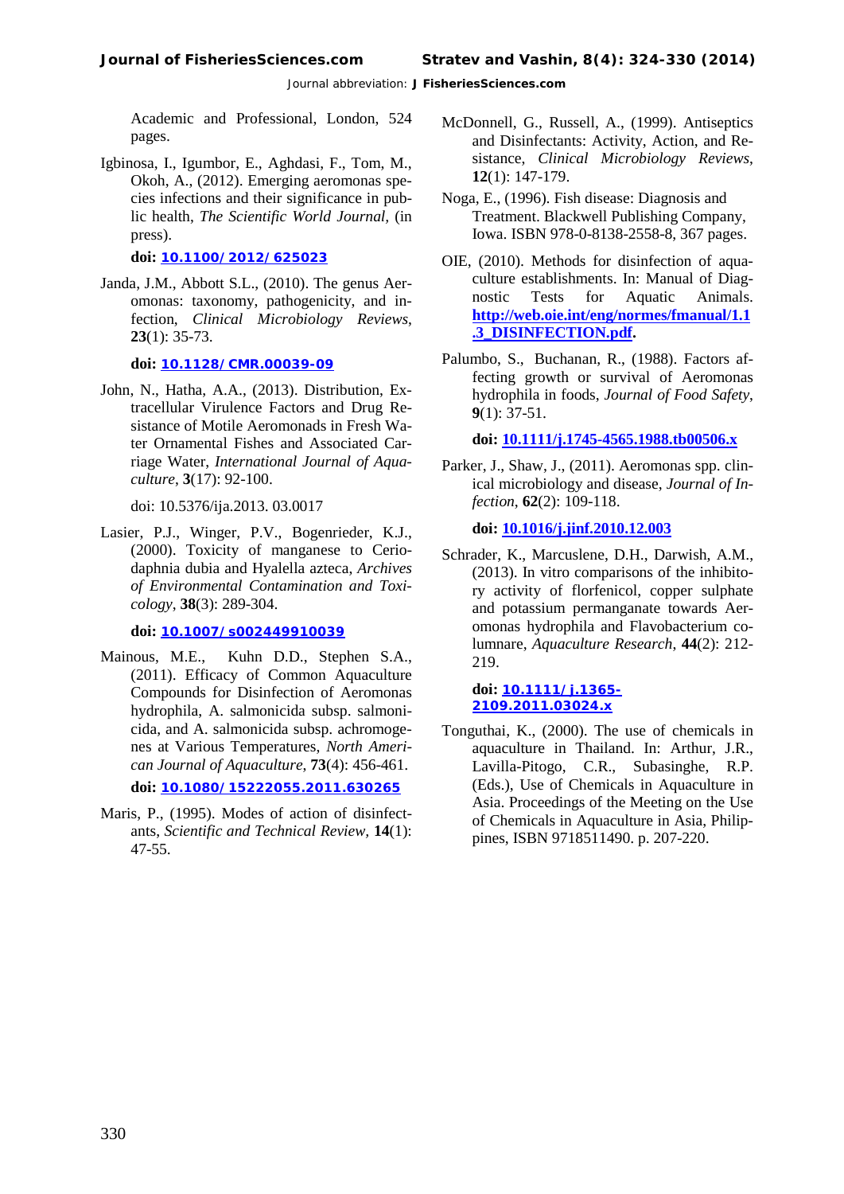Academic and Professional, London, 524 pages.

Igbinosa, I., Igumbor, E., Aghdasi, F., Tom, M., Okoh, A., (2012). Emerging aeromonas species infections and their significance in public health, *The Scientific World Journal*, (in press).

**doi: 10.1100/2012/625023**

Janda, J.M., Abbott S.L., (2010). The genus Aeromonas: taxonomy, pathogenicity, and infection, *Clinical Microbiology Reviews*, **23**(1): 35-73.

**doi: 10.1128/CMR.00039-09**

John, N., Hatha, A.A., (2013). Distribution, Extracellular Virulence Factors and Drug Resistance of Motile Aeromonads in Fresh Water Ornamental Fishes and Associated Carriage Water, *International Journal of Aquaculture*, **3**(17): 92-100.

doi: 10.5376/ija.2013. 03.0017

Lasier, P.J., Winger, P.V., Bogenrieder, K.J., (2000). Toxicity of manganese to Ceriodaphnia dubia and Hyalella azteca, *Archives of Environmental Contamination and Toxicology*, **38**(3): 289-304.

**doi: 10.1007/s002449910039**

Mainous, M.E., Kuhn D.D., Stephen S.A., (2011). Efficacy of Common Aquaculture Compounds for Disinfection of Aeromonas hydrophila, A. salmonicida subsp. salmonicida, and A. salmonicida subsp. achromogenes at Various Temperatures, *North American Journal of Aquaculture*, **73**(4): 456-461.

**doi: 10.1080/15222055.2011.630265**

Maris, P., (1995). Modes of action of disinfectants, *Scientific and Technical Review*, **14**(1): 47-55.

McDonnell, G., Russell, A., (1999). Antiseptics and Disinfectants: Activity, Action, and Resistance, *Clinical Microbiology Reviews*, **12**(1): 147-179.

Noga, E., (1996). Fish disease: Diagnosis and Treatment. Blackwell Publishing Company, Iowa. ISBN 978-0-8138-2558-8, 367 pages.

OIE, (2010). Methods for disinfection of aquaculture establishments. In: Manual of Diagnostic Tests for Aquatic Animals. **http://web.oie.int/eng/normes/fmanual/1.1.3_DISINFECTION.pdf**.

Palumbo, S., Buchanan, R., (1988). Factors affecting growth or survival of Aeromonas hydrophila in foods, *Journal of Food Safety*, **9**(1): 37-51.

**doi: 10.1111/j.1745-4565.1988.tb00506.x**

Parker, J., Shaw, J., (2011). Aeromonas spp. clinical microbiology and disease, *Journal of Infection*, **62**(2): 109-118.

**doi: 10.1016/j.jinf.2010.12.003**

Schrader, K., Marcuslene, D.H., Darwish, A.M., (2013). In vitro comparisons of the inhibitory activity of florfenicol, copper sulphate and potassium permanganate towards Aeromonas hydrophila and Flavobacterium columnare, *Aquaculture Research*, **44**(2): 212-219.

**doi: 10.1111/j.1365-2109.2011.03024.x**

Tonguthai, K., (2000). The use of chemicals in aquaculture in Thailand. In: Arthur, J.R., Lavilla-Pitogo, C.R., Subasinghe, R.P. (Eds.), Use of Chemicals in Aquaculture in Asia. Proceedings of the Meeting on the Use of Chemicals in Aquaculture in Asia, Philippines, ISBN 9718511490. p. 207-220.